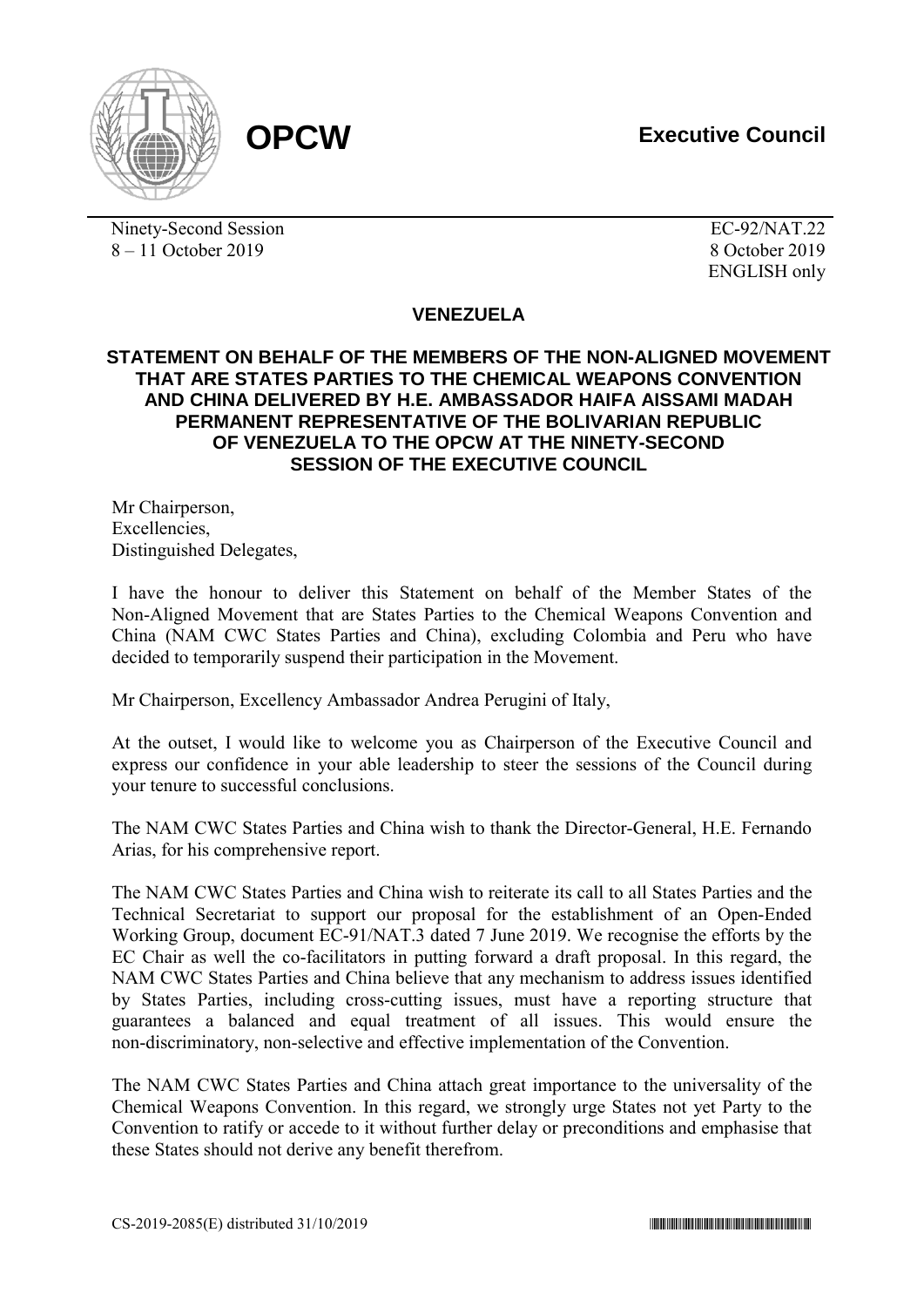**OPCW**

**Executive Council**

Ninety-Second Session
8 – 11 October 2019

EC-92/NAT.22
8 October 2019
ENGLISH only

## VENEZUELA

### STATEMENT ON BEHALF OF THE MEMBERS OF THE NON-ALIGNED MOVEMENT THAT ARE STATES PARTIES TO THE CHEMICAL WEAPONS CONVENTION AND CHINA DELIVERED BY H.E. AMBASSADOR HAIFA AISSAMI MADAH PERMANENT REPRESENTATIVE OF THE BOLIVARIAN REPUBLIC OF VENEZUELA TO THE OPCW AT THE NINETY-SECOND SESSION OF THE EXECUTIVE COUNCIL

Mr Chairperson,
Excellencies,
Distinguished Delegates,

I have the honour to deliver this Statement on behalf of the Member States of the Non-Aligned Movement that are States Parties to the Chemical Weapons Convention and China (NAM CWC States Parties and China), excluding Colombia and Peru who have decided to temporarily suspend their participation in the Movement.

Mr Chairperson, Excellency Ambassador Andrea Perugini of Italy,

At the outset, I would like to welcome you as Chairperson of the Executive Council and express our confidence in your able leadership to steer the sessions of the Council during your tenure to successful conclusions.

The NAM CWC States Parties and China wish to thank the Director-General, H.E. Fernando Arias, for his comprehensive report.

The NAM CWC States Parties and China wish to reiterate its call to all States Parties and the Technical Secretariat to support our proposal for the establishment of an Open-Ended Working Group, document EC-91/NAT.3 dated 7 June 2019. We recognise the efforts by the EC Chair as well the co-facilitators in putting forward a draft proposal. In this regard, the NAM CWC States Parties and China believe that any mechanism to address issues identified by States Parties, including cross-cutting issues, must have a reporting structure that guarantees a balanced and equal treatment of all issues. This would ensure the non-discriminatory, non-selective and effective implementation of the Convention.

The NAM CWC States Parties and China attach great importance to the universality of the Chemical Weapons Convention. In this regard, we strongly urge States not yet Party to the Convention to ratify or accede to it without further delay or preconditions and emphasise that these States should not derive any benefit therefrom.

CS-2019-2085(E) distributed 31/10/2019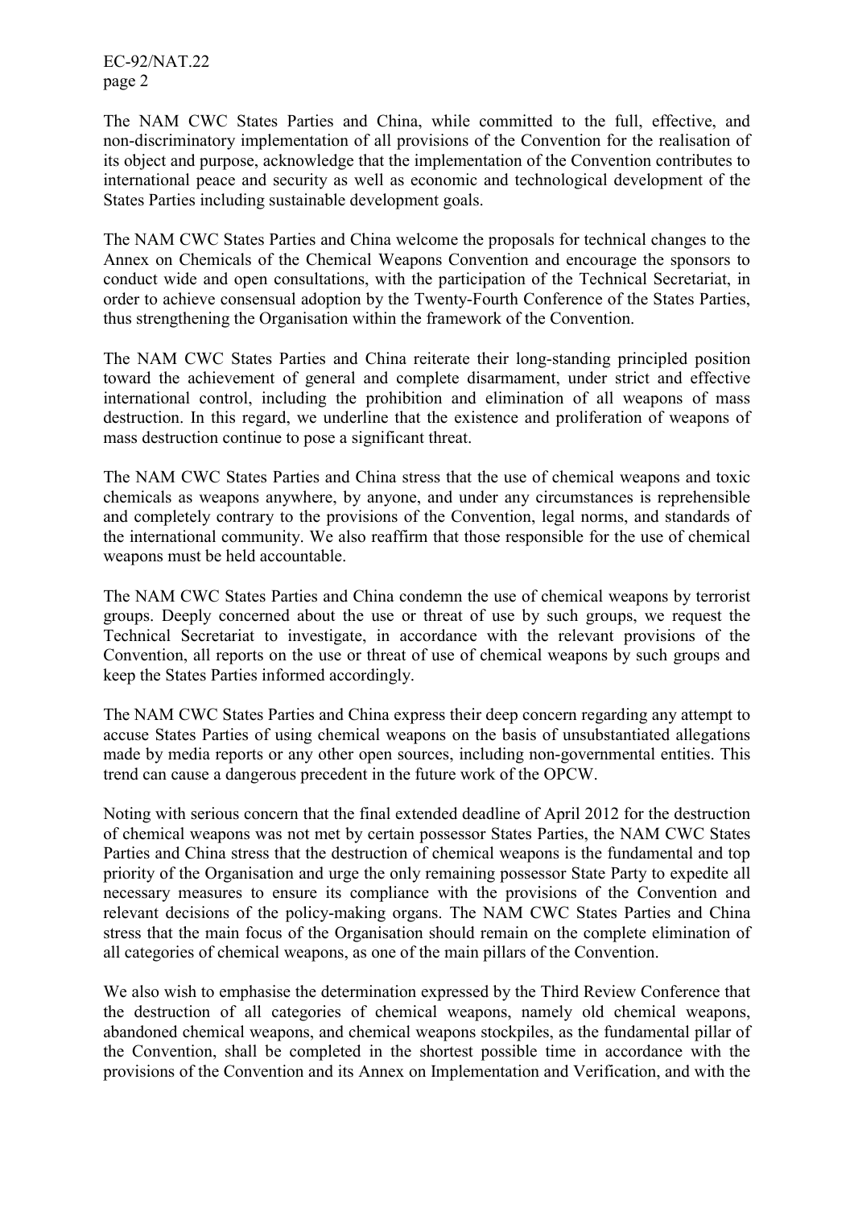The NAM CWC States Parties and China, while committed to the full, effective, and non-discriminatory implementation of all provisions of the Convention for the realisation of its object and purpose, acknowledge that the implementation of the Convention contributes to international peace and security as well as economic and technological development of the States Parties including sustainable development goals.

The NAM CWC States Parties and China welcome the proposals for technical changes to the Annex on Chemicals of the Chemical Weapons Convention and encourage the sponsors to conduct wide and open consultations, with the participation of the Technical Secretariat, in order to achieve consensual adoption by the Twenty-Fourth Conference of the States Parties, thus strengthening the Organisation within the framework of the Convention.

The NAM CWC States Parties and China reiterate their long-standing principled position toward the achievement of general and complete disarmament, under strict and effective international control, including the prohibition and elimination of all weapons of mass destruction. In this regard, we underline that the existence and proliferation of weapons of mass destruction continue to pose a significant threat.

The NAM CWC States Parties and China stress that the use of chemical weapons and toxic chemicals as weapons anywhere, by anyone, and under any circumstances is reprehensible and completely contrary to the provisions of the Convention, legal norms, and standards of the international community. We also reaffirm that those responsible for the use of chemical weapons must be held accountable.

The NAM CWC States Parties and China condemn the use of chemical weapons by terrorist groups. Deeply concerned about the use or threat of use by such groups, we request the Technical Secretariat to investigate, in accordance with the relevant provisions of the Convention, all reports on the use or threat of use of chemical weapons by such groups and keep the States Parties informed accordingly.

The NAM CWC States Parties and China express their deep concern regarding any attempt to accuse States Parties of using chemical weapons on the basis of unsubstantiated allegations made by media reports or any other open sources, including non-governmental entities. This trend can cause a dangerous precedent in the future work of the OPCW.

Noting with serious concern that the final extended deadline of April 2012 for the destruction of chemical weapons was not met by certain possessor States Parties, the NAM CWC States Parties and China stress that the destruction of chemical weapons is the fundamental and top priority of the Organisation and urge the only remaining possessor State Party to expedite all necessary measures to ensure its compliance with the provisions of the Convention and relevant decisions of the policy-making organs. The NAM CWC States Parties and China stress that the main focus of the Organisation should remain on the complete elimination of all categories of chemical weapons, as one of the main pillars of the Convention.

We also wish to emphasise the determination expressed by the Third Review Conference that the destruction of all categories of chemical weapons, namely old chemical weapons, abandoned chemical weapons, and chemical weapons stockpiles, as the fundamental pillar of the Convention, shall be completed in the shortest possible time in accordance with the provisions of the Convention and its Annex on Implementation and Verification, and with the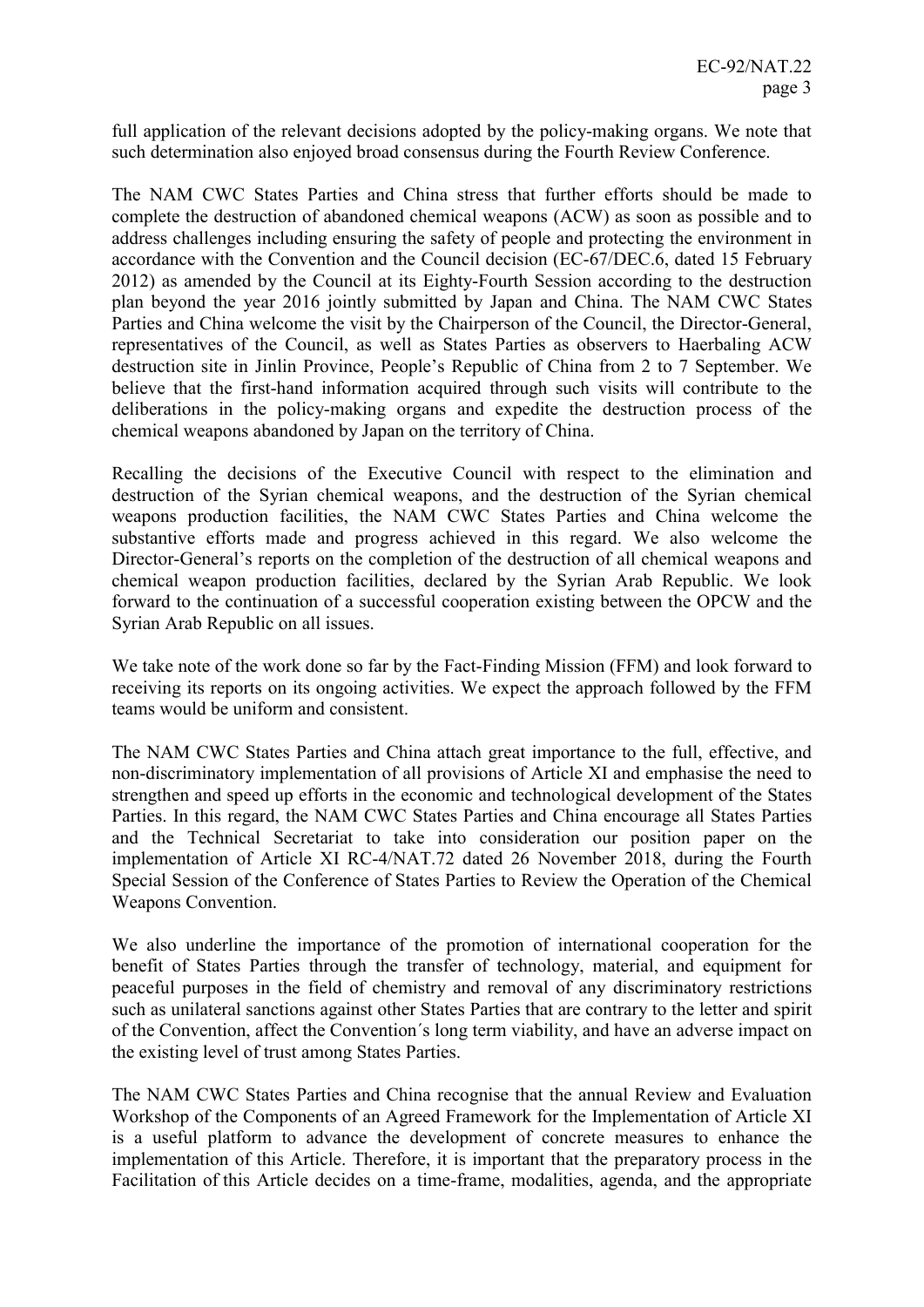full application of the relevant decisions adopted by the policy-making organs. We note that such determination also enjoyed broad consensus during the Fourth Review Conference.

The NAM CWC States Parties and China stress that further efforts should be made to complete the destruction of abandoned chemical weapons (ACW) as soon as possible and to address challenges including ensuring the safety of people and protecting the environment in accordance with the Convention and the Council decision (EC-67/DEC.6, dated 15 February 2012) as amended by the Council at its Eighty-Fourth Session according to the destruction plan beyond the year 2016 jointly submitted by Japan and China. The NAM CWC States Parties and China welcome the visit by the Chairperson of the Council, the Director-General, representatives of the Council, as well as States Parties as observers to Haerbaling ACW destruction site in Jinlin Province, People's Republic of China from 2 to 7 September. We believe that the first-hand information acquired through such visits will contribute to the deliberations in the policy-making organs and expedite the destruction process of the chemical weapons abandoned by Japan on the territory of China.

Recalling the decisions of the Executive Council with respect to the elimination and destruction of the Syrian chemical weapons, and the destruction of the Syrian chemical weapons production facilities, the NAM CWC States Parties and China welcome the substantive efforts made and progress achieved in this regard. We also welcome the Director-General's reports on the completion of the destruction of all chemical weapons and chemical weapon production facilities, declared by the Syrian Arab Republic. We look forward to the continuation of a successful cooperation existing between the OPCW and the Syrian Arab Republic on all issues.

We take note of the work done so far by the Fact-Finding Mission (FFM) and look forward to receiving its reports on its ongoing activities. We expect the approach followed by the FFM teams would be uniform and consistent.

The NAM CWC States Parties and China attach great importance to the full, effective, and non-discriminatory implementation of all provisions of Article XI and emphasise the need to strengthen and speed up efforts in the economic and technological development of the States Parties. In this regard, the NAM CWC States Parties and China encourage all States Parties and the Technical Secretariat to take into consideration our position paper on the implementation of Article XI RC-4/NAT.72 dated 26 November 2018, during the Fourth Special Session of the Conference of States Parties to Review the Operation of the Chemical Weapons Convention.

We also underline the importance of the promotion of international cooperation for the benefit of States Parties through the transfer of technology, material, and equipment for peaceful purposes in the field of chemistry and removal of any discriminatory restrictions such as unilateral sanctions against other States Parties that are contrary to the letter and spirit of the Convention, affect the Convention´s long term viability, and have an adverse impact on the existing level of trust among States Parties.

The NAM CWC States Parties and China recognise that the annual Review and Evaluation Workshop of the Components of an Agreed Framework for the Implementation of Article XI is a useful platform to advance the development of concrete measures to enhance the implementation of this Article. Therefore, it is important that the preparatory process in the Facilitation of this Article decides on a time-frame, modalities, agenda, and the appropriate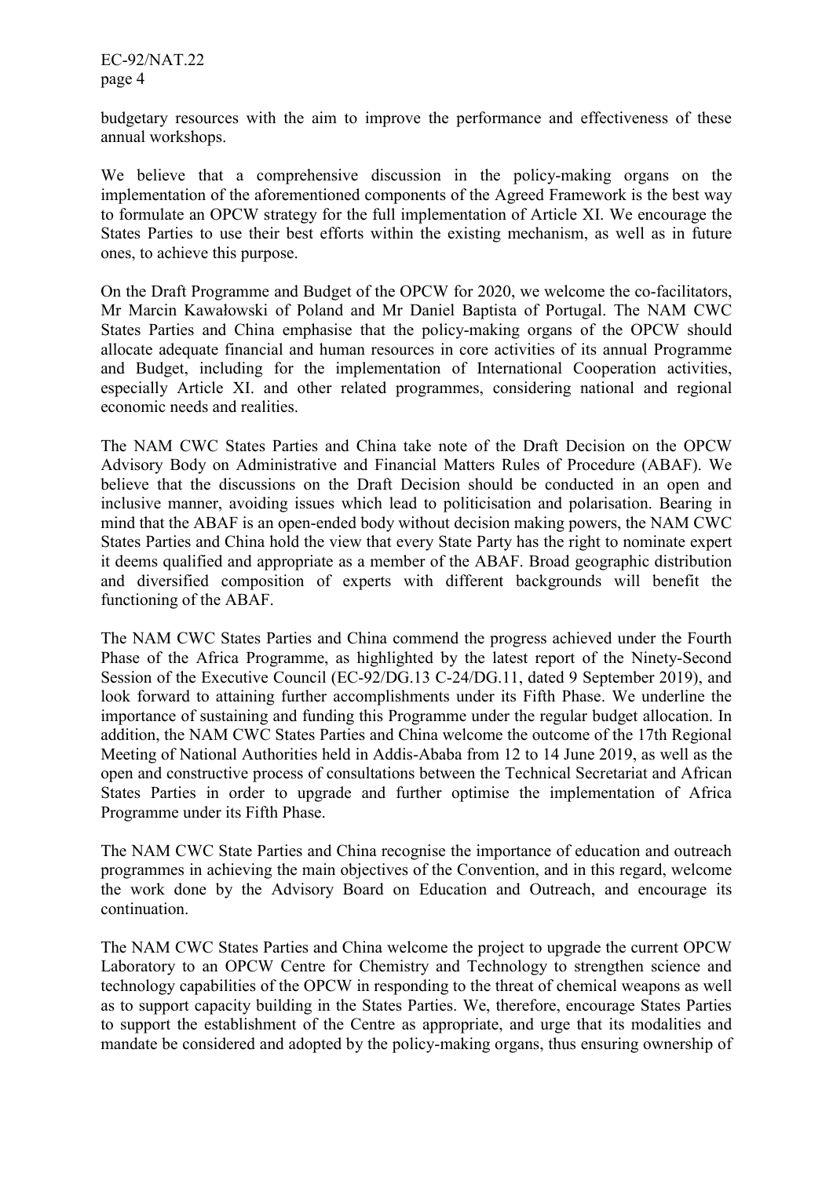budgetary resources with the aim to improve the performance and effectiveness of these annual workshops.

We believe that a comprehensive discussion in the policy-making organs on the implementation of the aforementioned components of the Agreed Framework is the best way to formulate an OPCW strategy for the full implementation of Article XI. We encourage the States Parties to use their best efforts within the existing mechanism, as well as in future ones, to achieve this purpose.

On the Draft Programme and Budget of the OPCW for 2020, we welcome the co-facilitators, Mr Marcin Kawałowski of Poland and Mr Daniel Baptista of Portugal. The NAM CWC States Parties and China emphasise that the policy-making organs of the OPCW should allocate adequate financial and human resources in core activities of its annual Programme and Budget, including for the implementation of International Cooperation activities, especially Article XI. and other related programmes, considering national and regional economic needs and realities.

The NAM CWC States Parties and China take note of the Draft Decision on the OPCW Advisory Body on Administrative and Financial Matters Rules of Procedure (ABAF). We believe that the discussions on the Draft Decision should be conducted in an open and inclusive manner, avoiding issues which lead to politicisation and polarisation. Bearing in mind that the ABAF is an open-ended body without decision making powers, the NAM CWC States Parties and China hold the view that every State Party has the right to nominate expert it deems qualified and appropriate as a member of the ABAF. Broad geographic distribution and diversified composition of experts with different backgrounds will benefit the functioning of the ABAF.

The NAM CWC States Parties and China commend the progress achieved under the Fourth Phase of the Africa Programme, as highlighted by the latest report of the Ninety-Second Session of the Executive Council (EC-92/DG.13 C-24/DG.11, dated 9 September 2019), and look forward to attaining further accomplishments under its Fifth Phase. We underline the importance of sustaining and funding this Programme under the regular budget allocation. In addition, the NAM CWC States Parties and China welcome the outcome of the 17th Regional Meeting of National Authorities held in Addis-Ababa from 12 to 14 June 2019, as well as the open and constructive process of consultations between the Technical Secretariat and African States Parties in order to upgrade and further optimise the implementation of Africa Programme under its Fifth Phase.

The NAM CWC State Parties and China recognise the importance of education and outreach programmes in achieving the main objectives of the Convention, and in this regard, welcome the work done by the Advisory Board on Education and Outreach, and encourage its continuation.

The NAM CWC States Parties and China welcome the project to upgrade the current OPCW Laboratory to an OPCW Centre for Chemistry and Technology to strengthen science and technology capabilities of the OPCW in responding to the threat of chemical weapons as well as to support capacity building in the States Parties. We, therefore, encourage States Parties to support the establishment of the Centre as appropriate, and urge that its modalities and mandate be considered and adopted by the policy-making organs, thus ensuring ownership of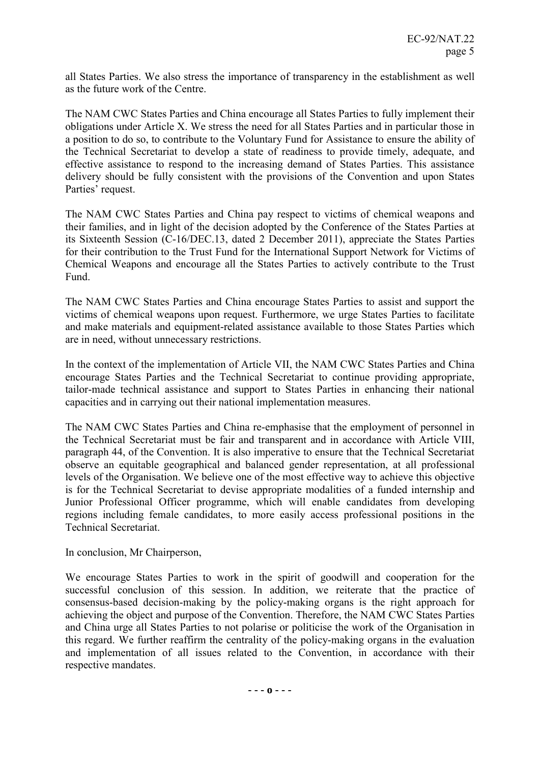all States Parties. We also stress the importance of transparency in the establishment as well as the future work of the Centre.

The NAM CWC States Parties and China encourage all States Parties to fully implement their obligations under Article X. We stress the need for all States Parties and in particular those in a position to do so, to contribute to the Voluntary Fund for Assistance to ensure the ability of the Technical Secretariat to develop a state of readiness to provide timely, adequate, and effective assistance to respond to the increasing demand of States Parties. This assistance delivery should be fully consistent with the provisions of the Convention and upon States Parties' request.

The NAM CWC States Parties and China pay respect to victims of chemical weapons and their families, and in light of the decision adopted by the Conference of the States Parties at its Sixteenth Session (C-16/DEC.13, dated 2 December 2011), appreciate the States Parties for their contribution to the Trust Fund for the International Support Network for Victims of Chemical Weapons and encourage all the States Parties to actively contribute to the Trust Fund.

The NAM CWC States Parties and China encourage States Parties to assist and support the victims of chemical weapons upon request. Furthermore, we urge States Parties to facilitate and make materials and equipment-related assistance available to those States Parties which are in need, without unnecessary restrictions.

In the context of the implementation of Article VII, the NAM CWC States Parties and China encourage States Parties and the Technical Secretariat to continue providing appropriate, tailor-made technical assistance and support to States Parties in enhancing their national capacities and in carrying out their national implementation measures.

The NAM CWC States Parties and China re-emphasise that the employment of personnel in the Technical Secretariat must be fair and transparent and in accordance with Article VIII, paragraph 44, of the Convention. It is also imperative to ensure that the Technical Secretariat observe an equitable geographical and balanced gender representation, at all professional levels of the Organisation. We believe one of the most effective way to achieve this objective is for the Technical Secretariat to devise appropriate modalities of a funded internship and Junior Professional Officer programme, which will enable candidates from developing regions including female candidates, to more easily access professional positions in the Technical Secretariat.

In conclusion, Mr Chairperson,

We encourage States Parties to work in the spirit of goodwill and cooperation for the successful conclusion of this session. In addition, we reiterate that the practice of consensus-based decision-making by the policy-making organs is the right approach for achieving the object and purpose of the Convention. Therefore, the NAM CWC States Parties and China urge all States Parties to not polarise or politicise the work of the Organisation in this regard. We further reaffirm the centrality of the policy-making organs in the evaluation and implementation of all issues related to the Convention, in accordance with their respective mandates.

- - - o - - -